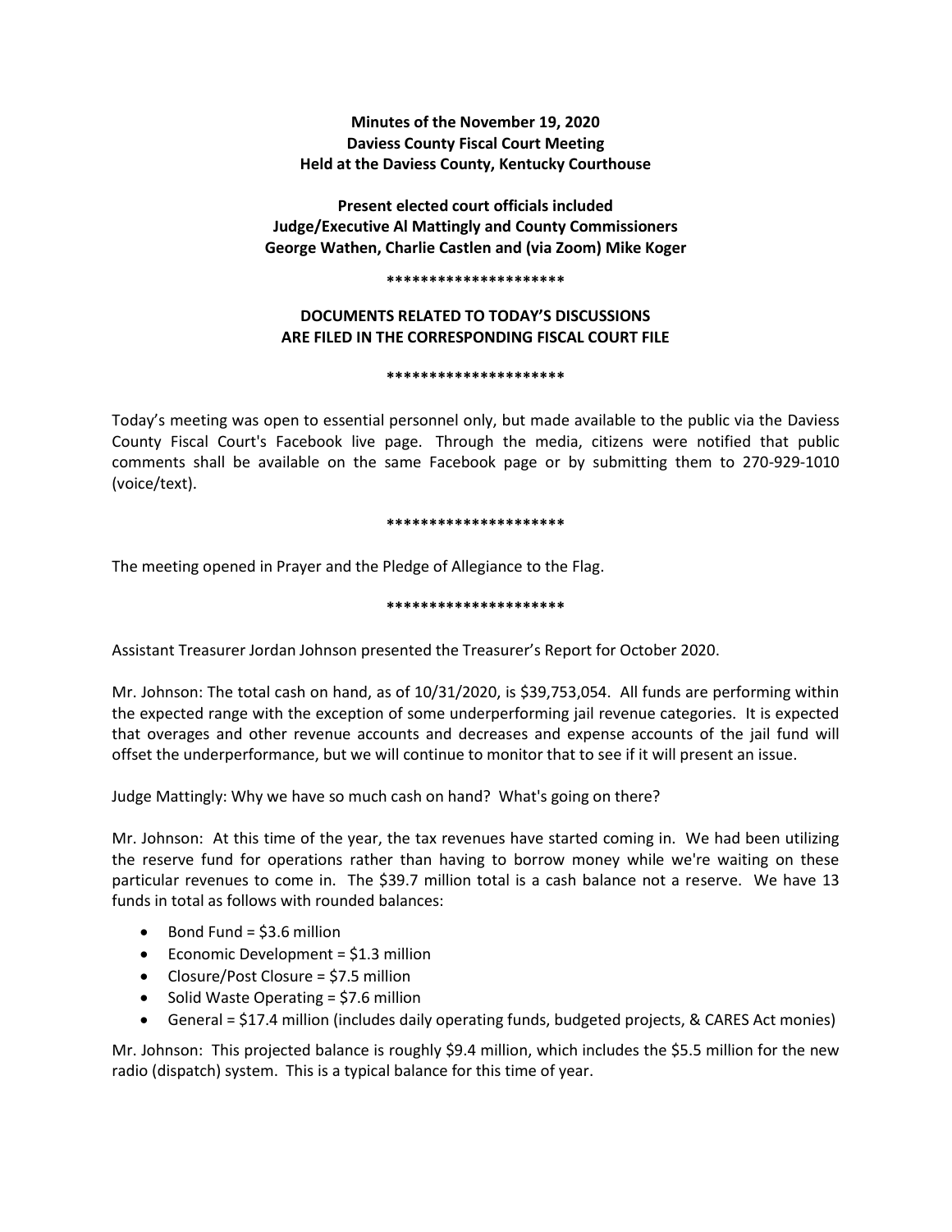**Minutes of the November 19, 2020**
**Daviess County Fiscal Court Meeting**
**Held at the Daviess County, Kentucky Courthouse**

**Present elected court officials included**
**Judge/Executive Al Mattingly and County Commissioners**
**George Wathen, Charlie Castlen and (via Zoom) Mike Koger**

**********************

**DOCUMENTS RELATED TO TODAY'S DISCUSSIONS**
**ARE FILED IN THE CORRESPONDING FISCAL COURT FILE**

**********************

Today's meeting was open to essential personnel only, but made available to the public via the Daviess County Fiscal Court's Facebook live page. Through the media, citizens were notified that public comments shall be available on the same Facebook page or by submitting them to 270-929-1010 (voice/text).

**********************

The meeting opened in Prayer and the Pledge of Allegiance to the Flag.

**********************

Assistant Treasurer Jordan Johnson presented the Treasurer's Report for October 2020.

Mr. Johnson: The total cash on hand, as of 10/31/2020, is $39,753,054. All funds are performing within the expected range with the exception of some underperforming jail revenue categories. It is expected that overages and other revenue accounts and decreases and expense accounts of the jail fund will offset the underperformance, but we will continue to monitor that to see if it will present an issue.

Judge Mattingly: Why we have so much cash on hand? What's going on there?

Mr. Johnson: At this time of the year, the tax revenues have started coming in. We had been utilizing the reserve fund for operations rather than having to borrow money while we're waiting on these particular revenues to come in. The $39.7 million total is a cash balance not a reserve. We have 13 funds in total as follows with rounded balances:

- Bond Fund = $3.6 million
- Economic Development = $1.3 million
- Closure/Post Closure = $7.5 million
- Solid Waste Operating = $7.6 million
- General = $17.4 million (includes daily operating funds, budgeted projects, & CARES Act monies)

Mr. Johnson: This projected balance is roughly $9.4 million, which includes the $5.5 million for the new radio (dispatch) system. This is a typical balance for this time of year.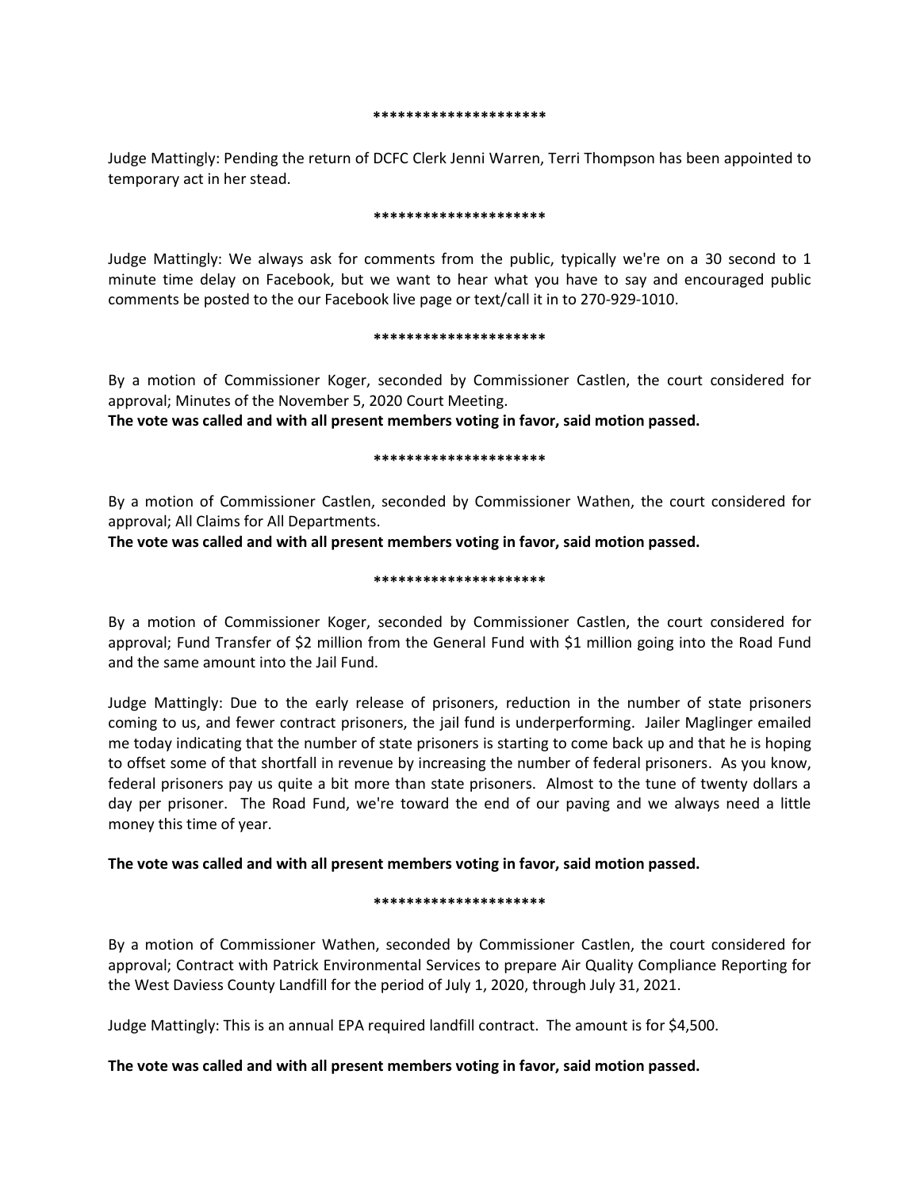*********************

Judge Mattingly: Pending the return of DCFC Clerk Jenni Warren, Terri Thompson has been appointed to temporary act in her stead.

*********************

Judge Mattingly: We always ask for comments from the public, typically we're on a 30 second to 1 minute time delay on Facebook, but we want to hear what you have to say and encouraged public comments be posted to the our Facebook live page or text/call it in to 270-929-1010.

*********************

By a motion of Commissioner Koger, seconded by Commissioner Castlen, the court considered for approval; Minutes of the November 5, 2020 Court Meeting.

**The vote was called and with all present members voting in favor, said motion passed.**

*********************

By a motion of Commissioner Castlen, seconded by Commissioner Wathen, the court considered for approval; All Claims for All Departments.

**The vote was called and with all present members voting in favor, said motion passed.**

*********************

By a motion of Commissioner Koger, seconded by Commissioner Castlen, the court considered for approval; Fund Transfer of $2 million from the General Fund with $1 million going into the Road Fund and the same amount into the Jail Fund.

Judge Mattingly: Due to the early release of prisoners, reduction in the number of state prisoners coming to us, and fewer contract prisoners, the jail fund is underperforming. Jailer Maglinger emailed me today indicating that the number of state prisoners is starting to come back up and that he is hoping to offset some of that shortfall in revenue by increasing the number of federal prisoners. As you know, federal prisoners pay us quite a bit more than state prisoners. Almost to the tune of twenty dollars a day per prisoner. The Road Fund, we're toward the end of our paving and we always need a little money this time of year.

**The vote was called and with all present members voting in favor, said motion passed.**

*********************

By a motion of Commissioner Wathen, seconded by Commissioner Castlen, the court considered for approval; Contract with Patrick Environmental Services to prepare Air Quality Compliance Reporting for the West Daviess County Landfill for the period of July 1, 2020, through July 31, 2021.

Judge Mattingly: This is an annual EPA required landfill contract. The amount is for $4,500.

**The vote was called and with all present members voting in favor, said motion passed.**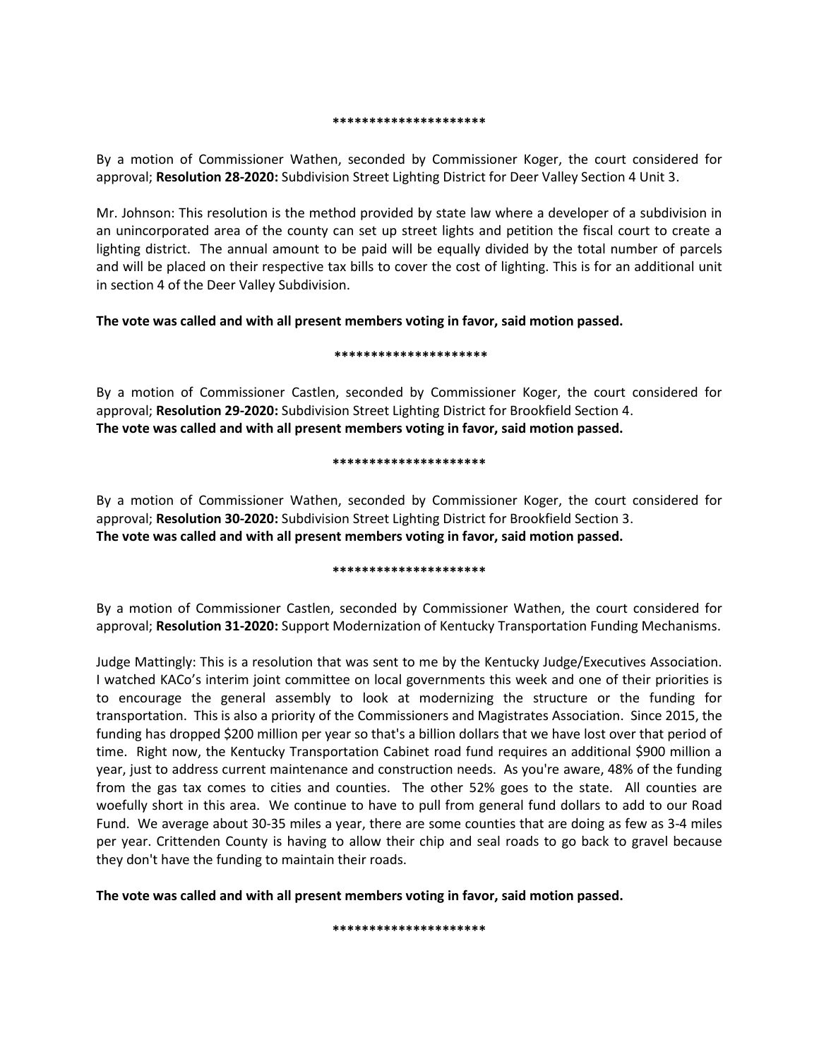*********************

By a motion of Commissioner Wathen, seconded by Commissioner Koger, the court considered for approval; **Resolution 28-2020:** Subdivision Street Lighting District for Deer Valley Section 4 Unit 3.

Mr. Johnson: This resolution is the method provided by state law where a developer of a subdivision in an unincorporated area of the county can set up street lights and petition the fiscal court to create a lighting district. The annual amount to be paid will be equally divided by the total number of parcels and will be placed on their respective tax bills to cover the cost of lighting. This is for an additional unit in section 4 of the Deer Valley Subdivision.

**The vote was called and with all present members voting in favor, said motion passed.**

*********************

By a motion of Commissioner Castlen, seconded by Commissioner Koger, the court considered for approval; **Resolution 29-2020:** Subdivision Street Lighting District for Brookfield Section 4.
**The vote was called and with all present members voting in favor, said motion passed.**

*********************

By a motion of Commissioner Wathen, seconded by Commissioner Koger, the court considered for approval; **Resolution 30-2020:** Subdivision Street Lighting District for Brookfield Section 3.
**The vote was called and with all present members voting in favor, said motion passed.**

*********************

By a motion of Commissioner Castlen, seconded by Commissioner Wathen, the court considered for approval; **Resolution 31-2020:** Support Modernization of Kentucky Transportation Funding Mechanisms.

Judge Mattingly: This is a resolution that was sent to me by the Kentucky Judge/Executives Association. I watched KACo's interim joint committee on local governments this week and one of their priorities is to encourage the general assembly to look at modernizing the structure or the funding for transportation. This is also a priority of the Commissioners and Magistrates Association. Since 2015, the funding has dropped $200 million per year so that's a billion dollars that we have lost over that period of time. Right now, the Kentucky Transportation Cabinet road fund requires an additional $900 million a year, just to address current maintenance and construction needs. As you're aware, 48% of the funding from the gas tax comes to cities and counties. The other 52% goes to the state. All counties are woefully short in this area. We continue to have to pull from general fund dollars to add to our Road Fund. We average about 30-35 miles a year, there are some counties that are doing as few as 3-4 miles per year. Crittenden County is having to allow their chip and seal roads to go back to gravel because they don't have the funding to maintain their roads.

**The vote was called and with all present members voting in favor, said motion passed.**

*********************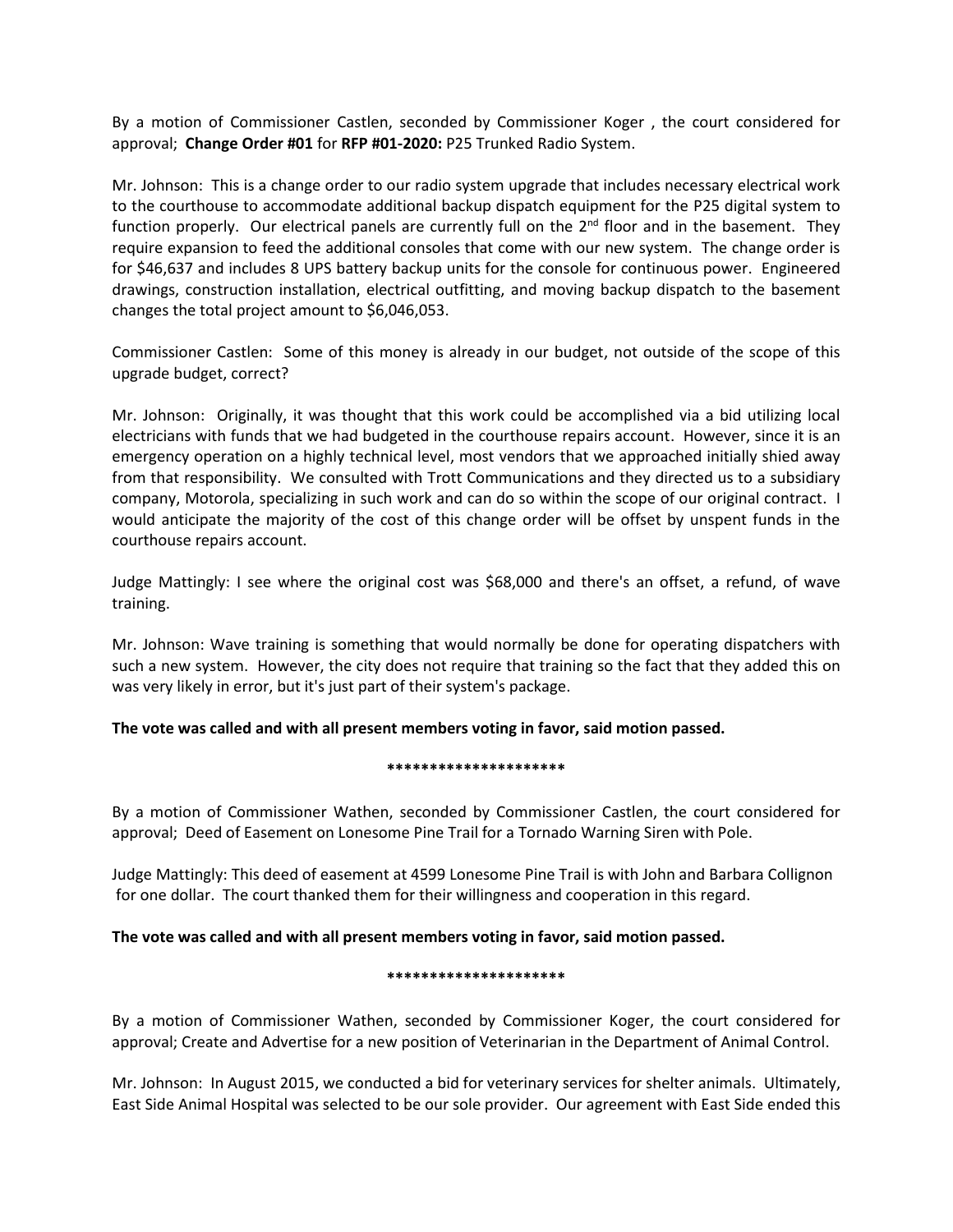By a motion of Commissioner Castlen, seconded by Commissioner Koger , the court considered for approval; **Change Order #01** for **RFP #01-2020:** P25 Trunked Radio System.

Mr. Johnson: This is a change order to our radio system upgrade that includes necessary electrical work to the courthouse to accommodate additional backup dispatch equipment for the P25 digital system to function properly. Our electrical panels are currently full on the 2nd floor and in the basement. They require expansion to feed the additional consoles that come with our new system. The change order is for $46,637 and includes 8 UPS battery backup units for the console for continuous power. Engineered drawings, construction installation, electrical outfitting, and moving backup dispatch to the basement changes the total project amount to $6,046,053.

Commissioner Castlen: Some of this money is already in our budget, not outside of the scope of this upgrade budget, correct?

Mr. Johnson: Originally, it was thought that this work could be accomplished via a bid utilizing local electricians with funds that we had budgeted in the courthouse repairs account. However, since it is an emergency operation on a highly technical level, most vendors that we approached initially shied away from that responsibility. We consulted with Trott Communications and they directed us to a subsidiary company, Motorola, specializing in such work and can do so within the scope of our original contract. I would anticipate the majority of the cost of this change order will be offset by unspent funds in the courthouse repairs account.

Judge Mattingly: I see where the original cost was $68,000 and there's an offset, a refund, of wave training.

Mr. Johnson: Wave training is something that would normally be done for operating dispatchers with such a new system. However, the city does not require that training so the fact that they added this on was very likely in error, but it's just part of their system's package.

**The vote was called and with all present members voting in favor, said motion passed.**

*********************

By a motion of Commissioner Wathen, seconded by Commissioner Castlen, the court considered for approval; Deed of Easement on Lonesome Pine Trail for a Tornado Warning Siren with Pole.

Judge Mattingly: This deed of easement at 4599 Lonesome Pine Trail is with John and Barbara Collignon for one dollar. The court thanked them for their willingness and cooperation in this regard.

**The vote was called and with all present members voting in favor, said motion passed.**

*********************

By a motion of Commissioner Wathen, seconded by Commissioner Koger, the court considered for approval; Create and Advertise for a new position of Veterinarian in the Department of Animal Control.

Mr. Johnson: In August 2015, we conducted a bid for veterinary services for shelter animals. Ultimately, East Side Animal Hospital was selected to be our sole provider. Our agreement with East Side ended this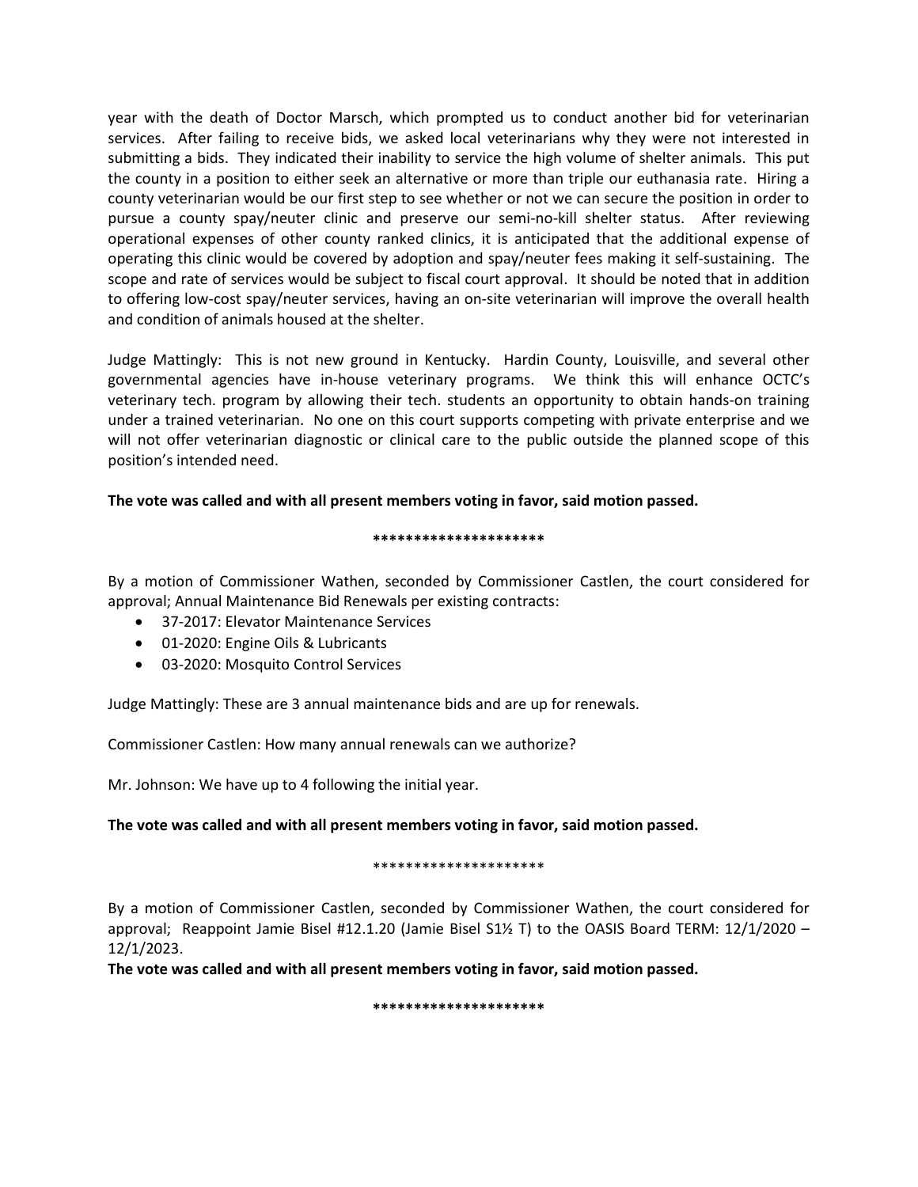year with the death of Doctor Marsch, which prompted us to conduct another bid for veterinarian services. After failing to receive bids, we asked local veterinarians why they were not interested in submitting a bids. They indicated their inability to service the high volume of shelter animals. This put the county in a position to either seek an alternative or more than triple our euthanasia rate. Hiring a county veterinarian would be our first step to see whether or not we can secure the position in order to pursue a county spay/neuter clinic and preserve our semi-no-kill shelter status. After reviewing operational expenses of other county ranked clinics, it is anticipated that the additional expense of operating this clinic would be covered by adoption and spay/neuter fees making it self-sustaining. The scope and rate of services would be subject to fiscal court approval. It should be noted that in addition to offering low-cost spay/neuter services, having an on-site veterinarian will improve the overall health and condition of animals housed at the shelter.

Judge Mattingly: This is not new ground in Kentucky. Hardin County, Louisville, and several other governmental agencies have in-house veterinary programs. We think this will enhance OCTC's veterinary tech. program by allowing their tech. students an opportunity to obtain hands-on training under a trained veterinarian. No one on this court supports competing with private enterprise and we will not offer veterinarian diagnostic or clinical care to the public outside the planned scope of this position's intended need.

**The vote was called and with all present members voting in favor, said motion passed.**

**********************

By a motion of Commissioner Wathen, seconded by Commissioner Castlen, the court considered for approval; Annual Maintenance Bid Renewals per existing contracts:

- 37-2017: Elevator Maintenance Services
- 01-2020: Engine Oils & Lubricants
- 03-2020: Mosquito Control Services

Judge Mattingly: These are 3 annual maintenance bids and are up for renewals.

Commissioner Castlen: How many annual renewals can we authorize?

Mr. Johnson: We have up to 4 following the initial year.

**The vote was called and with all present members voting in favor, said motion passed.**

**********************

By a motion of Commissioner Castlen, seconded by Commissioner Wathen, the court considered for approval; Reappoint Jamie Bisel #12.1.20 (Jamie Bisel S1½ T) to the OASIS Board TERM: 12/1/2020 – 12/1/2023.

**The vote was called and with all present members voting in favor, said motion passed.**

**********************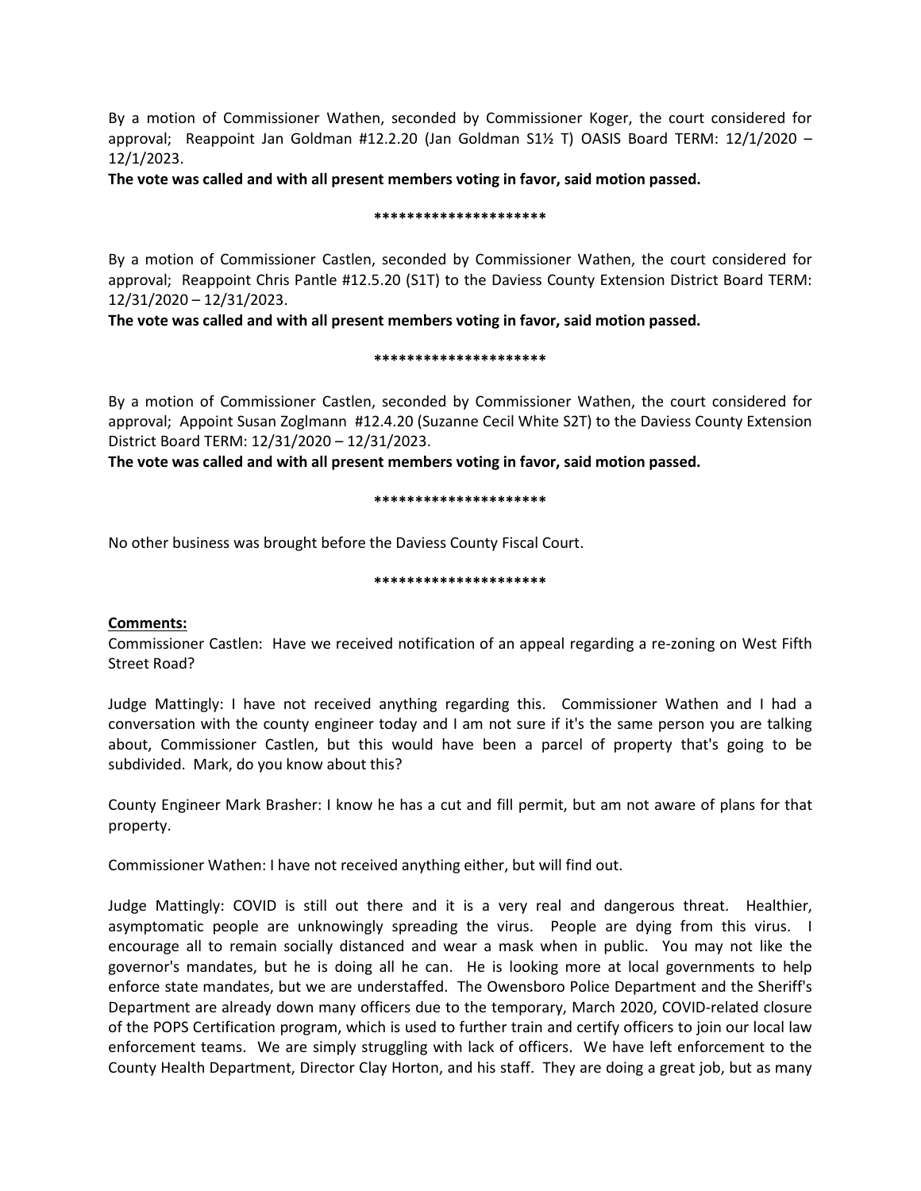By a motion of Commissioner Wathen, seconded by Commissioner Koger, the court considered for approval; Reappoint Jan Goldman #12.2.20 (Jan Goldman S1½ T) OASIS Board TERM: 12/1/2020 – 12/1/2023.

**The vote was called and with all present members voting in favor, said motion passed.**

**\*\*\*\*\*\*\*\*\*\*\*\*\*\*\*\*\*\*\*\*\***

By a motion of Commissioner Castlen, seconded by Commissioner Wathen, the court considered for approval; Reappoint Chris Pantle #12.5.20 (S1T) to the Daviess County Extension District Board TERM: 12/31/2020 – 12/31/2023.

**The vote was called and with all present members voting in favor, said motion passed.**

**\*\*\*\*\*\*\*\*\*\*\*\*\*\*\*\*\*\*\*\*\***

By a motion of Commissioner Castlen, seconded by Commissioner Wathen, the court considered for approval; Appoint Susan Zoglmann #12.4.20 (Suzanne Cecil White S2T) to the Daviess County Extension District Board TERM: 12/31/2020 – 12/31/2023.

**The vote was called and with all present members voting in favor, said motion passed.**

**\*\*\*\*\*\*\*\*\*\*\*\*\*\*\*\*\*\*\*\*\***

No other business was brought before the Daviess County Fiscal Court.

**\*\*\*\*\*\*\*\*\*\*\*\*\*\*\*\*\*\*\*\*\***

**Comments:**

Commissioner Castlen: Have we received notification of an appeal regarding a re-zoning on West Fifth Street Road?

Judge Mattingly: I have not received anything regarding this. Commissioner Wathen and I had a conversation with the county engineer today and I am not sure if it's the same person you are talking about, Commissioner Castlen, but this would have been a parcel of property that's going to be subdivided. Mark, do you know about this?

County Engineer Mark Brasher: I know he has a cut and fill permit, but am not aware of plans for that property.

Commissioner Wathen: I have not received anything either, but will find out.

Judge Mattingly: COVID is still out there and it is a very real and dangerous threat. Healthier, asymptomatic people are unknowingly spreading the virus. People are dying from this virus. I encourage all to remain socially distanced and wear a mask when in public. You may not like the governor's mandates, but he is doing all he can. He is looking more at local governments to help enforce state mandates, but we are understaffed. The Owensboro Police Department and the Sheriff's Department are already down many officers due to the temporary, March 2020, COVID-related closure of the POPS Certification program, which is used to further train and certify officers to join our local law enforcement teams. We are simply struggling with lack of officers. We have left enforcement to the County Health Department, Director Clay Horton, and his staff. They are doing a great job, but as many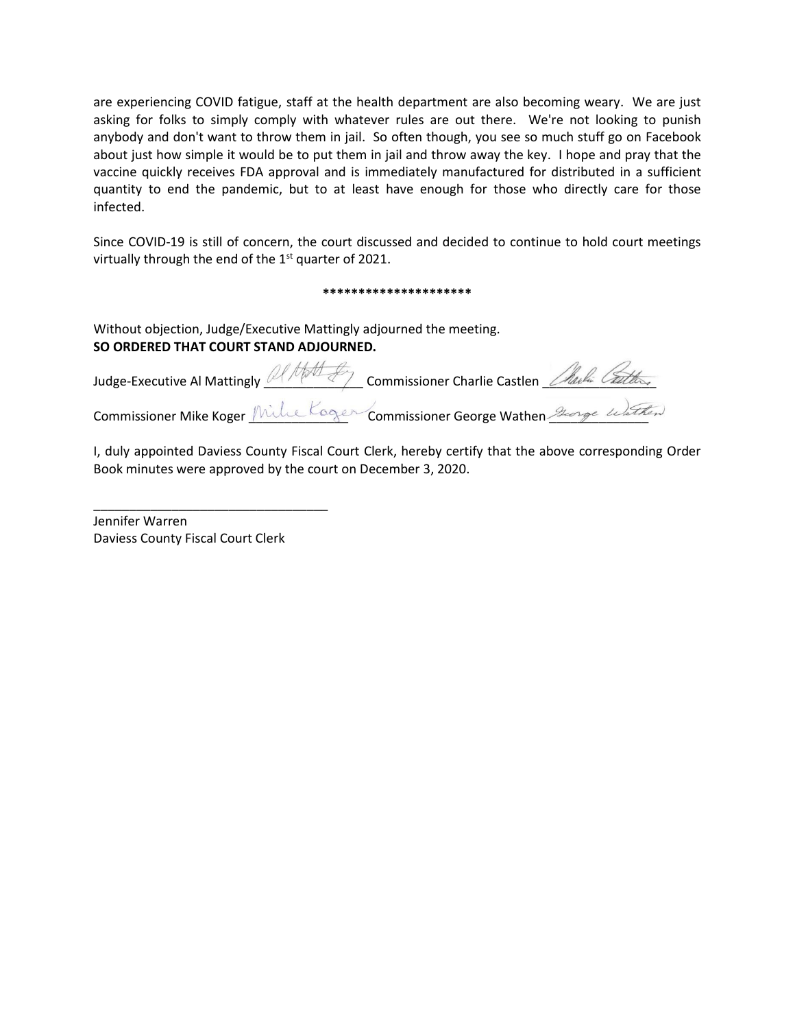are experiencing COVID fatigue, staff at the health department are also becoming weary. We are just asking for folks to simply comply with whatever rules are out there. We're not looking to punish anybody and don't want to throw them in jail. So often though, you see so much stuff go on Facebook about just how simple it would be to put them in jail and throw away the key. I hope and pray that the vaccine quickly receives FDA approval and is immediately manufactured for distributed in a sufficient quantity to end the pandemic, but to at least have enough for those who directly care for those infected.

Since COVID-19 is still of concern, the court discussed and decided to continue to hold court meetings virtually through the end of the 1st quarter of 2021.

*********************

Without objection, Judge/Executive Mattingly adjourned the meeting.
**SO ORDERED THAT COURT STAND ADJOURNED.**

Judge-Executive Al Mattingly _____________ Commissioner Charlie Castlen _____________

Commissioner Mike Koger _____________ Commissioner George Wathen _____________

I, duly appointed Daviess County Fiscal Court Clerk, hereby certify that the above corresponding Order Book minutes were approved by the court on December 3, 2020.

_________________________________
Jennifer Warren
Daviess County Fiscal Court Clerk